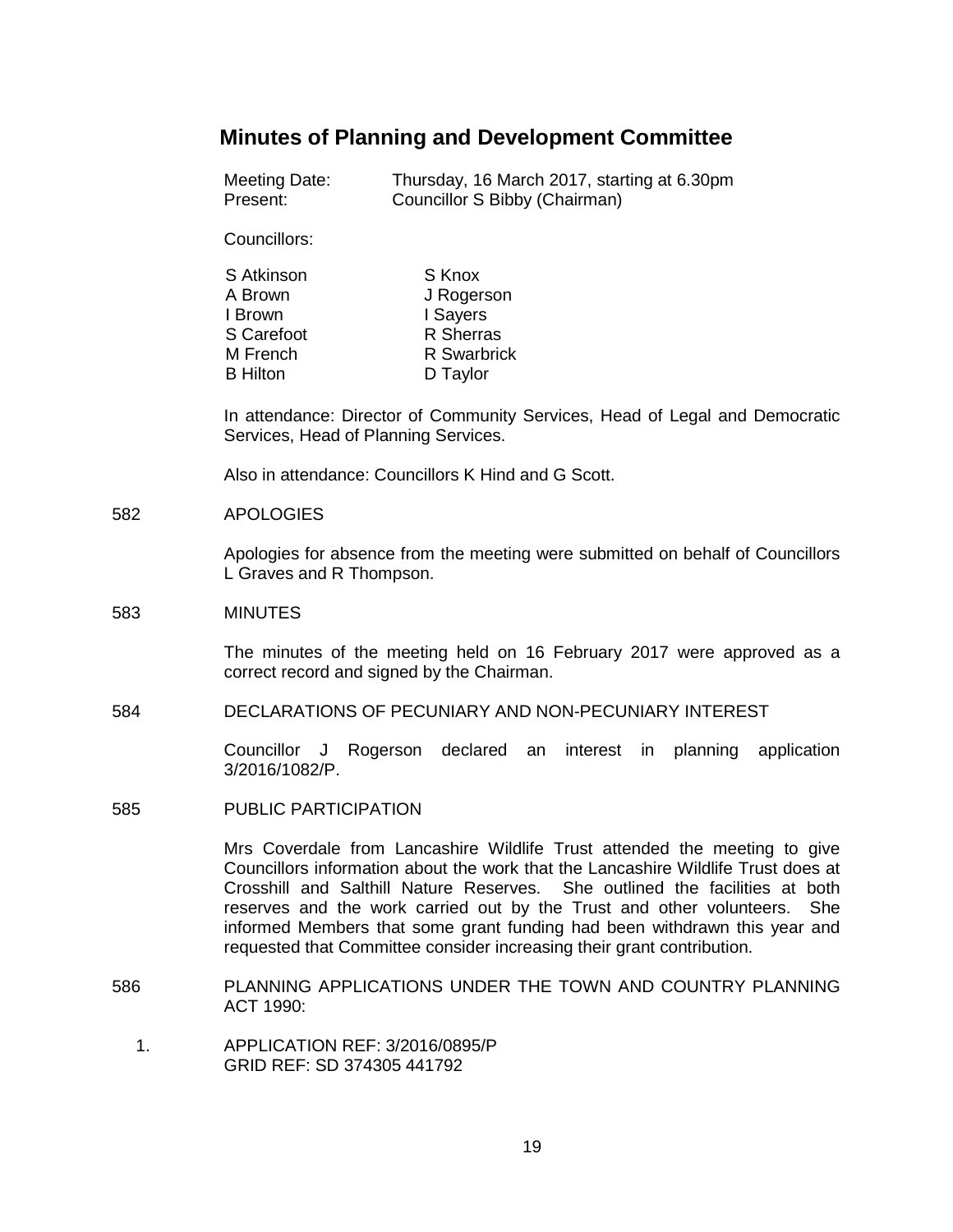# Minutes of Planning and Development Committee

Meeting Date: Thursday, 16 March 2017, starting at 6.30pm
Present: Councillor S Bibby (Chairman)

Councillors:

| | |
|---|---|
| S Atkinson | S Knox |
| A Brown | J Rogerson |
| I Brown | I Sayers |
| S Carefoot | R Sherras |
| M French | R Swarbrick |
| B Hilton | D Taylor |

In attendance: Director of Community Services, Head of Legal and Democratic Services, Head of Planning Services.

Also in attendance: Councillors K Hind and G Scott.

582 APOLOGIES

Apologies for absence from the meeting were submitted on behalf of Councillors L Graves and R Thompson.

583 MINUTES

The minutes of the meeting held on 16 February 2017 were approved as a correct record and signed by the Chairman.

584 DECLARATIONS OF PECUNIARY AND NON-PECUNIARY INTEREST

Councillor J Rogerson declared an interest in planning application 3/2016/1082/P.

585 PUBLIC PARTICIPATION

Mrs Coverdale from Lancashire Wildlife Trust attended the meeting to give Councillors information about the work that the Lancashire Wildlife Trust does at Crosshill and Salthill Nature Reserves. She outlined the facilities at both reserves and the work carried out by the Trust and other volunteers. She informed Members that some grant funding had been withdrawn this year and requested that Committee consider increasing their grant contribution.

586 PLANNING APPLICATIONS UNDER THE TOWN AND COUNTRY PLANNING ACT 1990:

1. APPLICATION REF: 3/2016/0895/P
   GRID REF: SD 374305 441792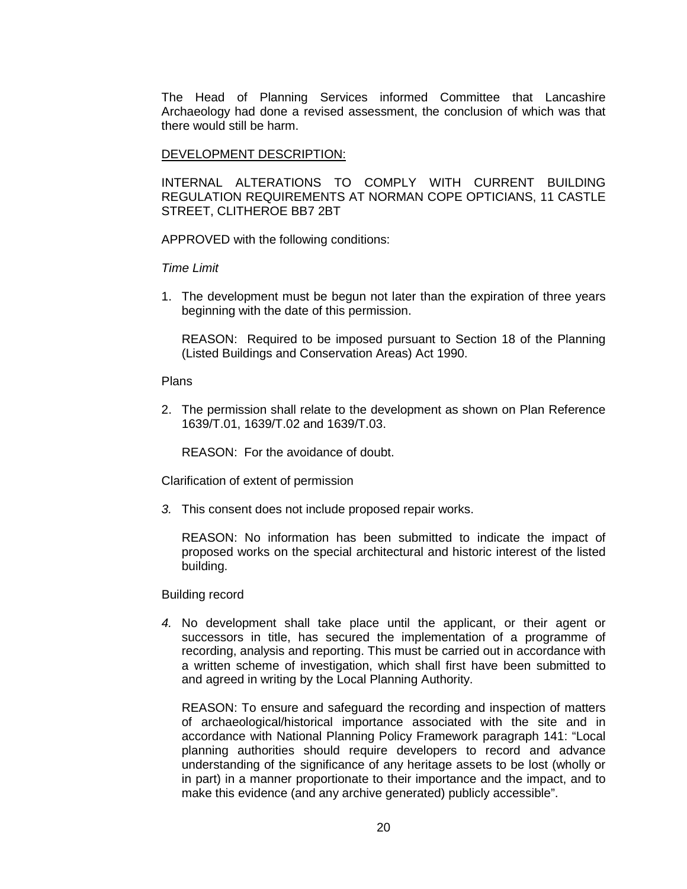The Head of Planning Services informed Committee that Lancashire Archaeology had done a revised assessment, the conclusion of which was that there would still be harm.

DEVELOPMENT DESCRIPTION:

INTERNAL ALTERATIONS TO COMPLY WITH CURRENT BUILDING REGULATION REQUIREMENTS AT NORMAN COPE OPTICIANS, 11 CASTLE STREET, CLITHEROE BB7 2BT

APPROVED with the following conditions:

*Time Limit*

1. The development must be begun not later than the expiration of three years beginning with the date of this permission.

   REASON: Required to be imposed pursuant to Section 18 of the Planning (Listed Buildings and Conservation Areas) Act 1990.

Plans

2. The permission shall relate to the development as shown on Plan Reference 1639/T.01, 1639/T.02 and 1639/T.03.

   REASON: For the avoidance of doubt.

Clarification of extent of permission

*3.* This consent does not include proposed repair works.

   REASON: No information has been submitted to indicate the impact of proposed works on the special architectural and historic interest of the listed building.

Building record

*4.* No development shall take place until the applicant, or their agent or successors in title, has secured the implementation of a programme of recording, analysis and reporting. This must be carried out in accordance with a written scheme of investigation, which shall first have been submitted to and agreed in writing by the Local Planning Authority.

   REASON: To ensure and safeguard the recording and inspection of matters of archaeological/historical importance associated with the site and in accordance with National Planning Policy Framework paragraph 141: "Local planning authorities should require developers to record and advance understanding of the significance of any heritage assets to be lost (wholly or in part) in a manner proportionate to their importance and the impact, and to make this evidence (and any archive generated) publicly accessible".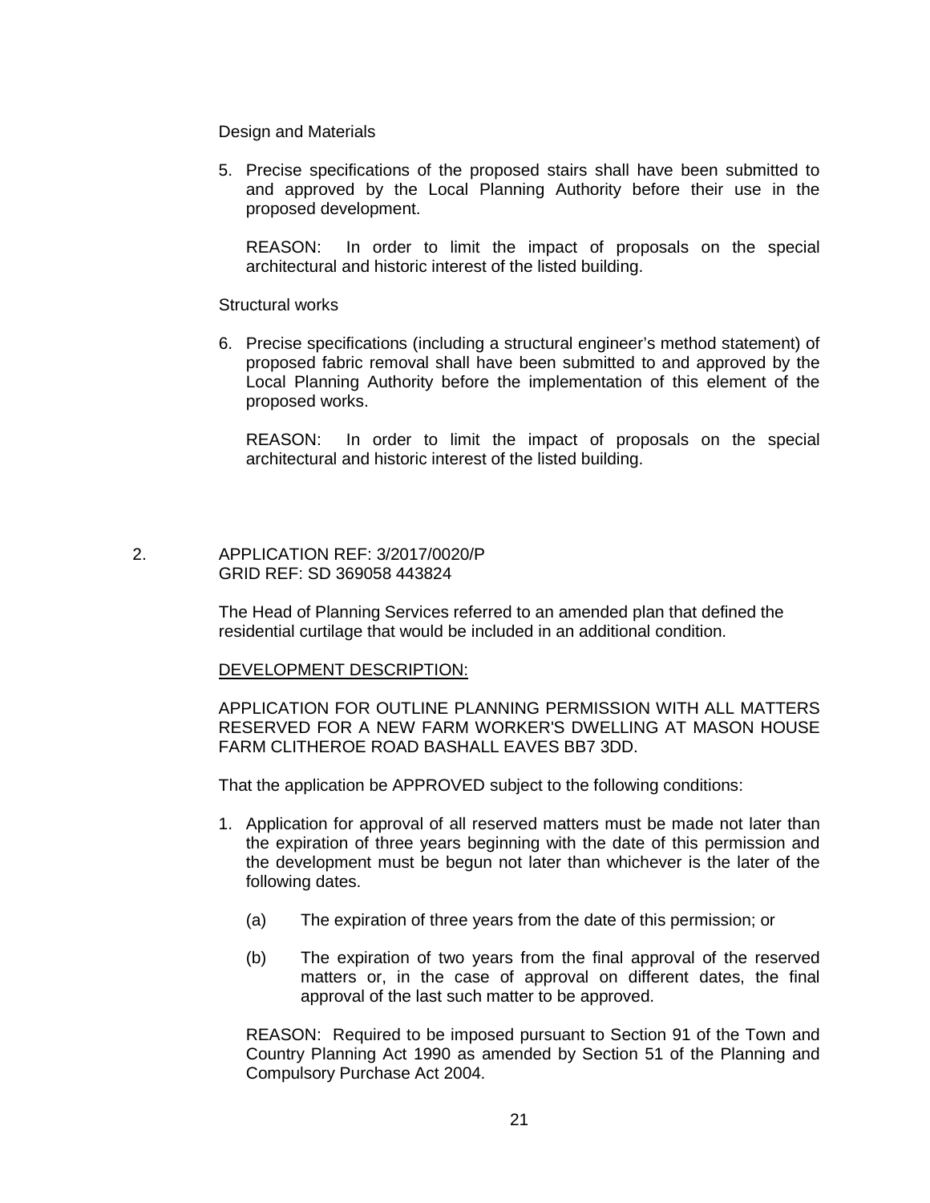Design and Materials

5. Precise specifications of the proposed stairs shall have been submitted to and approved by the Local Planning Authority before their use in the proposed development.

   REASON: In order to limit the impact of proposals on the special architectural and historic interest of the listed building.

Structural works

6. Precise specifications (including a structural engineer's method statement) of proposed fabric removal shall have been submitted to and approved by the Local Planning Authority before the implementation of this element of the proposed works.

   REASON: In order to limit the impact of proposals on the special architectural and historic interest of the listed building.

2. APPLICATION REF: 3/2017/0020/P
   GRID REF: SD 369058 443824

The Head of Planning Services referred to an amended plan that defined the residential curtilage that would be included in an additional condition.

DEVELOPMENT DESCRIPTION:

APPLICATION FOR OUTLINE PLANNING PERMISSION WITH ALL MATTERS RESERVED FOR A NEW FARM WORKER'S DWELLING AT MASON HOUSE FARM CLITHEROE ROAD BASHALL EAVES BB7 3DD.

That the application be APPROVED subject to the following conditions:

1. Application for approval of all reserved matters must be made not later than the expiration of three years beginning with the date of this permission and the development must be begun not later than whichever is the later of the following dates.

   (a) The expiration of three years from the date of this permission; or

   (b) The expiration of two years from the final approval of the reserved matters or, in the case of approval on different dates, the final approval of the last such matter to be approved.

   REASON: Required to be imposed pursuant to Section 91 of the Town and Country Planning Act 1990 as amended by Section 51 of the Planning and Compulsory Purchase Act 2004.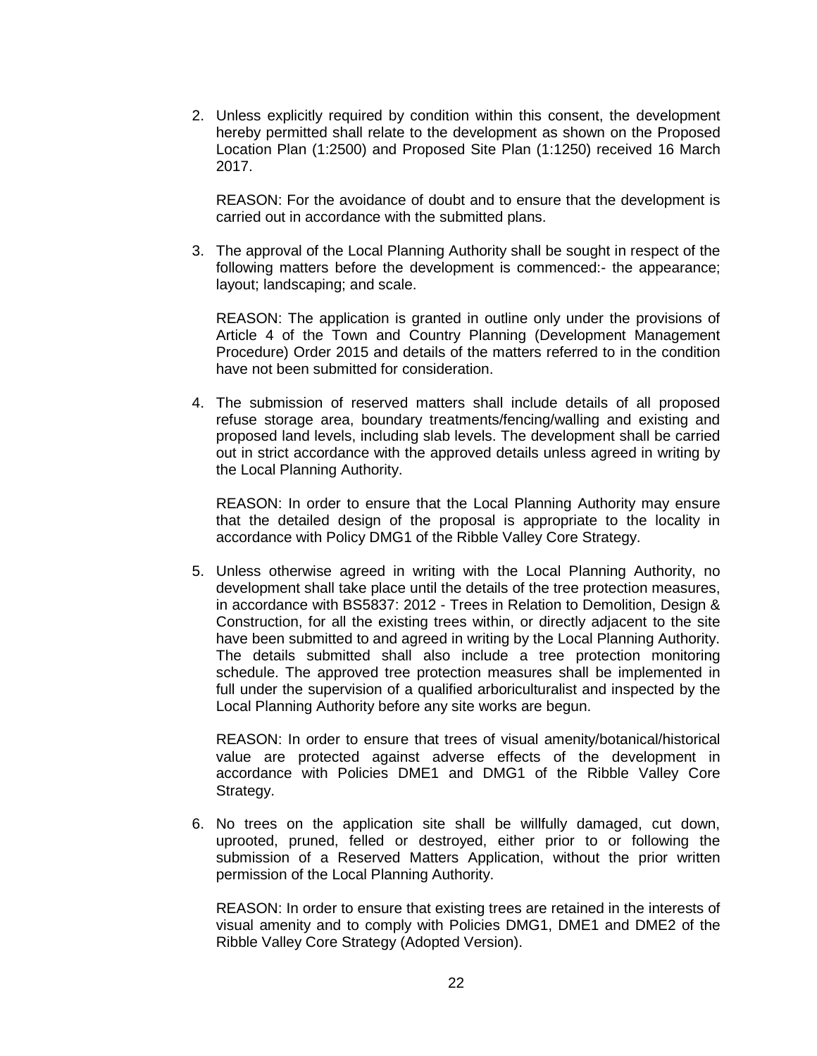2. Unless explicitly required by condition within this consent, the development hereby permitted shall relate to the development as shown on the Proposed Location Plan (1:2500) and Proposed Site Plan (1:1250) received 16 March 2017.

   REASON: For the avoidance of doubt and to ensure that the development is carried out in accordance with the submitted plans.

3. The approval of the Local Planning Authority shall be sought in respect of the following matters before the development is commenced:- the appearance; layout; landscaping; and scale.

   REASON: The application is granted in outline only under the provisions of Article 4 of the Town and Country Planning (Development Management Procedure) Order 2015 and details of the matters referred to in the condition have not been submitted for consideration.

4. The submission of reserved matters shall include details of all proposed refuse storage area, boundary treatments/fencing/walling and existing and proposed land levels, including slab levels. The development shall be carried out in strict accordance with the approved details unless agreed in writing by the Local Planning Authority.

   REASON: In order to ensure that the Local Planning Authority may ensure that the detailed design of the proposal is appropriate to the locality in accordance with Policy DMG1 of the Ribble Valley Core Strategy.

5. Unless otherwise agreed in writing with the Local Planning Authority, no development shall take place until the details of the tree protection measures, in accordance with BS5837: 2012 - Trees in Relation to Demolition, Design & Construction, for all the existing trees within, or directly adjacent to the site have been submitted to and agreed in writing by the Local Planning Authority. The details submitted shall also include a tree protection monitoring schedule. The approved tree protection measures shall be implemented in full under the supervision of a qualified arboriculturalist and inspected by the Local Planning Authority before any site works are begun.

   REASON: In order to ensure that trees of visual amenity/botanical/historical value are protected against adverse effects of the development in accordance with Policies DME1 and DMG1 of the Ribble Valley Core Strategy.

6. No trees on the application site shall be willfully damaged, cut down, uprooted, pruned, felled or destroyed, either prior to or following the submission of a Reserved Matters Application, without the prior written permission of the Local Planning Authority.

   REASON: In order to ensure that existing trees are retained in the interests of visual amenity and to comply with Policies DMG1, DME1 and DME2 of the Ribble Valley Core Strategy (Adopted Version).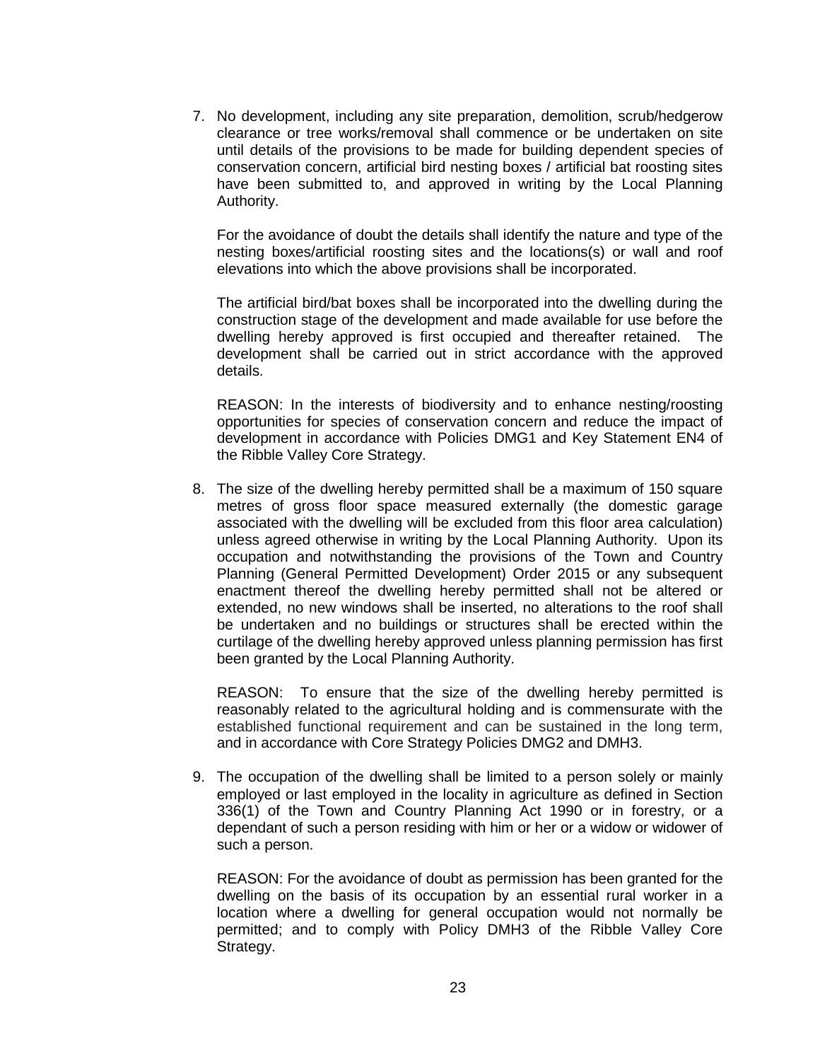7. No development, including any site preparation, demolition, scrub/hedgerow clearance or tree works/removal shall commence or be undertaken on site until details of the provisions to be made for building dependent species of conservation concern, artificial bird nesting boxes / artificial bat roosting sites have been submitted to, and approved in writing by the Local Planning Authority.

   For the avoidance of doubt the details shall identify the nature and type of the nesting boxes/artificial roosting sites and the locations(s) or wall and roof elevations into which the above provisions shall be incorporated.

   The artificial bird/bat boxes shall be incorporated into the dwelling during the construction stage of the development and made available for use before the dwelling hereby approved is first occupied and thereafter retained. The development shall be carried out in strict accordance with the approved details.

   REASON: In the interests of biodiversity and to enhance nesting/roosting opportunities for species of conservation concern and reduce the impact of development in accordance with Policies DMG1 and Key Statement EN4 of the Ribble Valley Core Strategy.

8. The size of the dwelling hereby permitted shall be a maximum of 150 square metres of gross floor space measured externally (the domestic garage associated with the dwelling will be excluded from this floor area calculation) unless agreed otherwise in writing by the Local Planning Authority. Upon its occupation and notwithstanding the provisions of the Town and Country Planning (General Permitted Development) Order 2015 or any subsequent enactment thereof the dwelling hereby permitted shall not be altered or extended, no new windows shall be inserted, no alterations to the roof shall be undertaken and no buildings or structures shall be erected within the curtilage of the dwelling hereby approved unless planning permission has first been granted by the Local Planning Authority.

   REASON: To ensure that the size of the dwelling hereby permitted is reasonably related to the agricultural holding and is commensurate with the established functional requirement and can be sustained in the long term, and in accordance with Core Strategy Policies DMG2 and DMH3.

9. The occupation of the dwelling shall be limited to a person solely or mainly employed or last employed in the locality in agriculture as defined in Section 336(1) of the Town and Country Planning Act 1990 or in forestry, or a dependant of such a person residing with him or her or a widow or widower of such a person.

   REASON: For the avoidance of doubt as permission has been granted for the dwelling on the basis of its occupation by an essential rural worker in a location where a dwelling for general occupation would not normally be permitted; and to comply with Policy DMH3 of the Ribble Valley Core Strategy.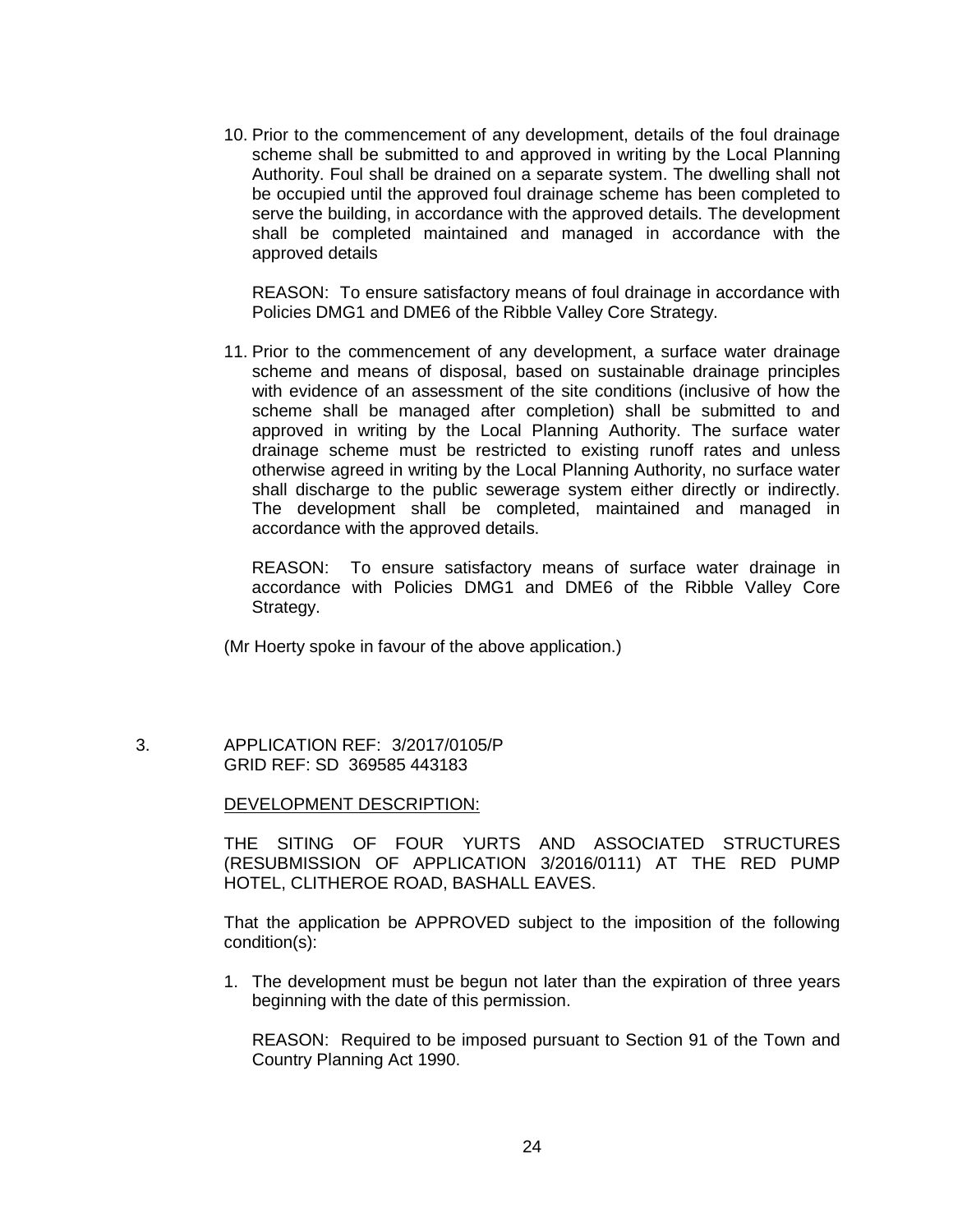10. Prior to the commencement of any development, details of the foul drainage scheme shall be submitted to and approved in writing by the Local Planning Authority. Foul shall be drained on a separate system. The dwelling shall not be occupied until the approved foul drainage scheme has been completed to serve the building, in accordance with the approved details. The development shall be completed maintained and managed in accordance with the approved details

    REASON: To ensure satisfactory means of foul drainage in accordance with Policies DMG1 and DME6 of the Ribble Valley Core Strategy.

11. Prior to the commencement of any development, a surface water drainage scheme and means of disposal, based on sustainable drainage principles with evidence of an assessment of the site conditions (inclusive of how the scheme shall be managed after completion) shall be submitted to and approved in writing by the Local Planning Authority. The surface water drainage scheme must be restricted to existing runoff rates and unless otherwise agreed in writing by the Local Planning Authority, no surface water shall discharge to the public sewerage system either directly or indirectly. The development shall be completed, maintained and managed in accordance with the approved details.

    REASON: To ensure satisfactory means of surface water drainage in accordance with Policies DMG1 and DME6 of the Ribble Valley Core Strategy.

(Mr Hoerty spoke in favour of the above application.)

3. APPLICATION REF: 3/2017/0105/P
   GRID REF: SD 369585 443183

   DEVELOPMENT DESCRIPTION:

   THE SITING OF FOUR YURTS AND ASSOCIATED STRUCTURES (RESUBMISSION OF APPLICATION 3/2016/0111) AT THE RED PUMP HOTEL, CLITHEROE ROAD, BASHALL EAVES.

   That the application be APPROVED subject to the imposition of the following condition(s):

   1. The development must be begun not later than the expiration of three years beginning with the date of this permission.

      REASON: Required to be imposed pursuant to Section 91 of the Town and Country Planning Act 1990.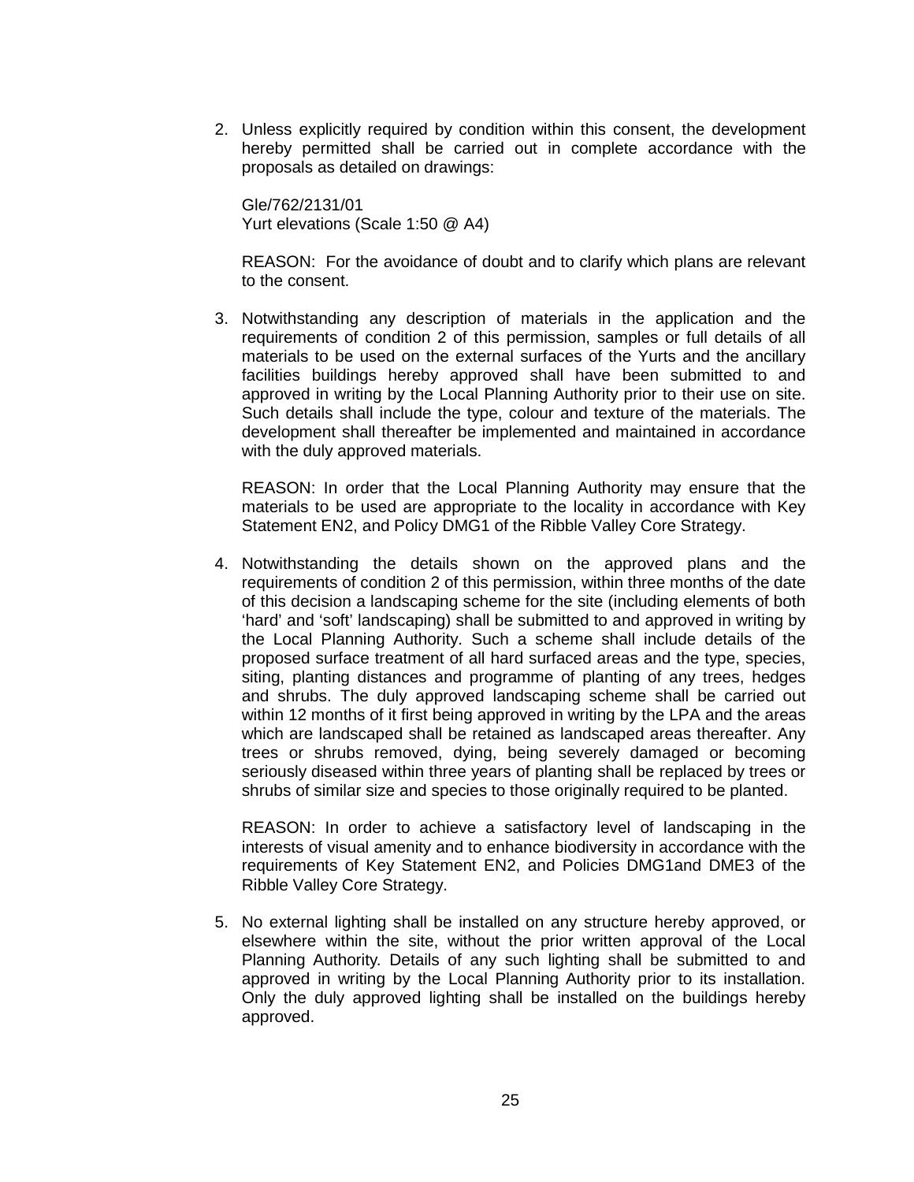2. Unless explicitly required by condition within this consent, the development hereby permitted shall be carried out in complete accordance with the proposals as detailed on drawings:

   Gle/762/2131/01
   Yurt elevations (Scale 1:50 @ A4)

   REASON: For the avoidance of doubt and to clarify which plans are relevant to the consent.

3. Notwithstanding any description of materials in the application and the requirements of condition 2 of this permission, samples or full details of all materials to be used on the external surfaces of the Yurts and the ancillary facilities buildings hereby approved shall have been submitted to and approved in writing by the Local Planning Authority prior to their use on site. Such details shall include the type, colour and texture of the materials. The development shall thereafter be implemented and maintained in accordance with the duly approved materials.

   REASON: In order that the Local Planning Authority may ensure that the materials to be used are appropriate to the locality in accordance with Key Statement EN2, and Policy DMG1 of the Ribble Valley Core Strategy.

4. Notwithstanding the details shown on the approved plans and the requirements of condition 2 of this permission, within three months of the date of this decision a landscaping scheme for the site (including elements of both 'hard' and 'soft' landscaping) shall be submitted to and approved in writing by the Local Planning Authority. Such a scheme shall include details of the proposed surface treatment of all hard surfaced areas and the type, species, siting, planting distances and programme of planting of any trees, hedges and shrubs. The duly approved landscaping scheme shall be carried out within 12 months of it first being approved in writing by the LPA and the areas which are landscaped shall be retained as landscaped areas thereafter. Any trees or shrubs removed, dying, being severely damaged or becoming seriously diseased within three years of planting shall be replaced by trees or shrubs of similar size and species to those originally required to be planted.

   REASON: In order to achieve a satisfactory level of landscaping in the interests of visual amenity and to enhance biodiversity in accordance with the requirements of Key Statement EN2, and Policies DMG1and DME3 of the Ribble Valley Core Strategy.

5. No external lighting shall be installed on any structure hereby approved, or elsewhere within the site, without the prior written approval of the Local Planning Authority. Details of any such lighting shall be submitted to and approved in writing by the Local Planning Authority prior to its installation. Only the duly approved lighting shall be installed on the buildings hereby approved.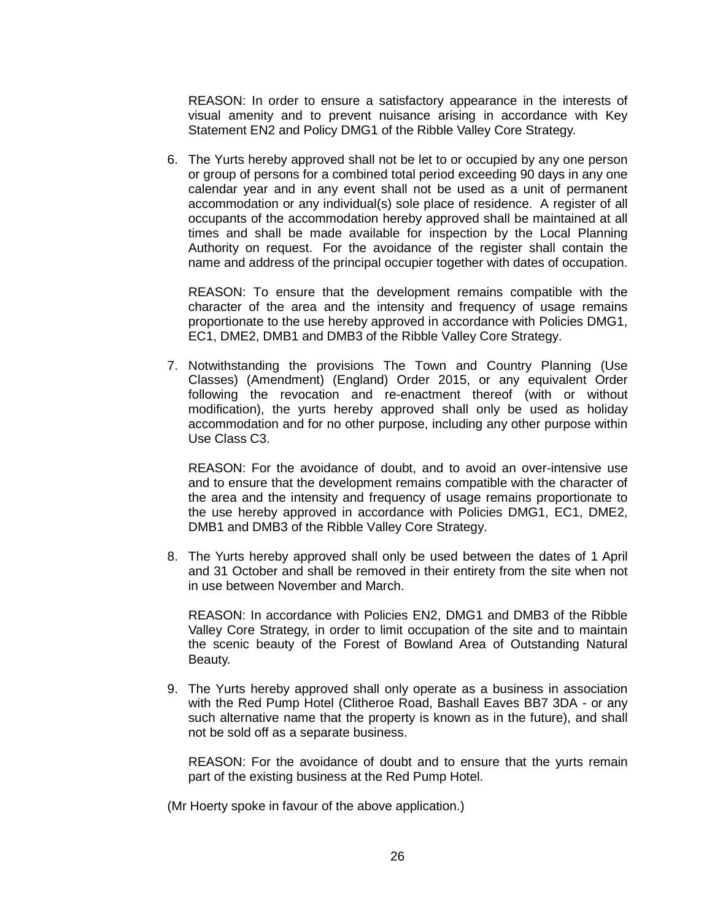REASON: In order to ensure a satisfactory appearance in the interests of visual amenity and to prevent nuisance arising in accordance with Key Statement EN2 and Policy DMG1 of the Ribble Valley Core Strategy.

6. The Yurts hereby approved shall not be let to or occupied by any one person or group of persons for a combined total period exceeding 90 days in any one calendar year and in any event shall not be used as a unit of permanent accommodation or any individual(s) sole place of residence. A register of all occupants of the accommodation hereby approved shall be maintained at all times and shall be made available for inspection by the Local Planning Authority on request. For the avoidance of the register shall contain the name and address of the principal occupier together with dates of occupation.

   REASON: To ensure that the development remains compatible with the character of the area and the intensity and frequency of usage remains proportionate to the use hereby approved in accordance with Policies DMG1, EC1, DME2, DMB1 and DMB3 of the Ribble Valley Core Strategy.

7. Notwithstanding the provisions The Town and Country Planning (Use Classes) (Amendment) (England) Order 2015, or any equivalent Order following the revocation and re-enactment thereof (with or without modification), the yurts hereby approved shall only be used as holiday accommodation and for no other purpose, including any other purpose within Use Class C3.

   REASON: For the avoidance of doubt, and to avoid an over-intensive use and to ensure that the development remains compatible with the character of the area and the intensity and frequency of usage remains proportionate to the use hereby approved in accordance with Policies DMG1, EC1, DME2, DMB1 and DMB3 of the Ribble Valley Core Strategy.

8. The Yurts hereby approved shall only be used between the dates of 1 April and 31 October and shall be removed in their entirety from the site when not in use between November and March.

   REASON: In accordance with Policies EN2, DMG1 and DMB3 of the Ribble Valley Core Strategy, in order to limit occupation of the site and to maintain the scenic beauty of the Forest of Bowland Area of Outstanding Natural Beauty.

9. The Yurts hereby approved shall only operate as a business in association with the Red Pump Hotel (Clitheroe Road, Bashall Eaves BB7 3DA - or any such alternative name that the property is known as in the future), and shall not be sold off as a separate business.

   REASON: For the avoidance of doubt and to ensure that the yurts remain part of the existing business at the Red Pump Hotel.

(Mr Hoerty spoke in favour of the above application.)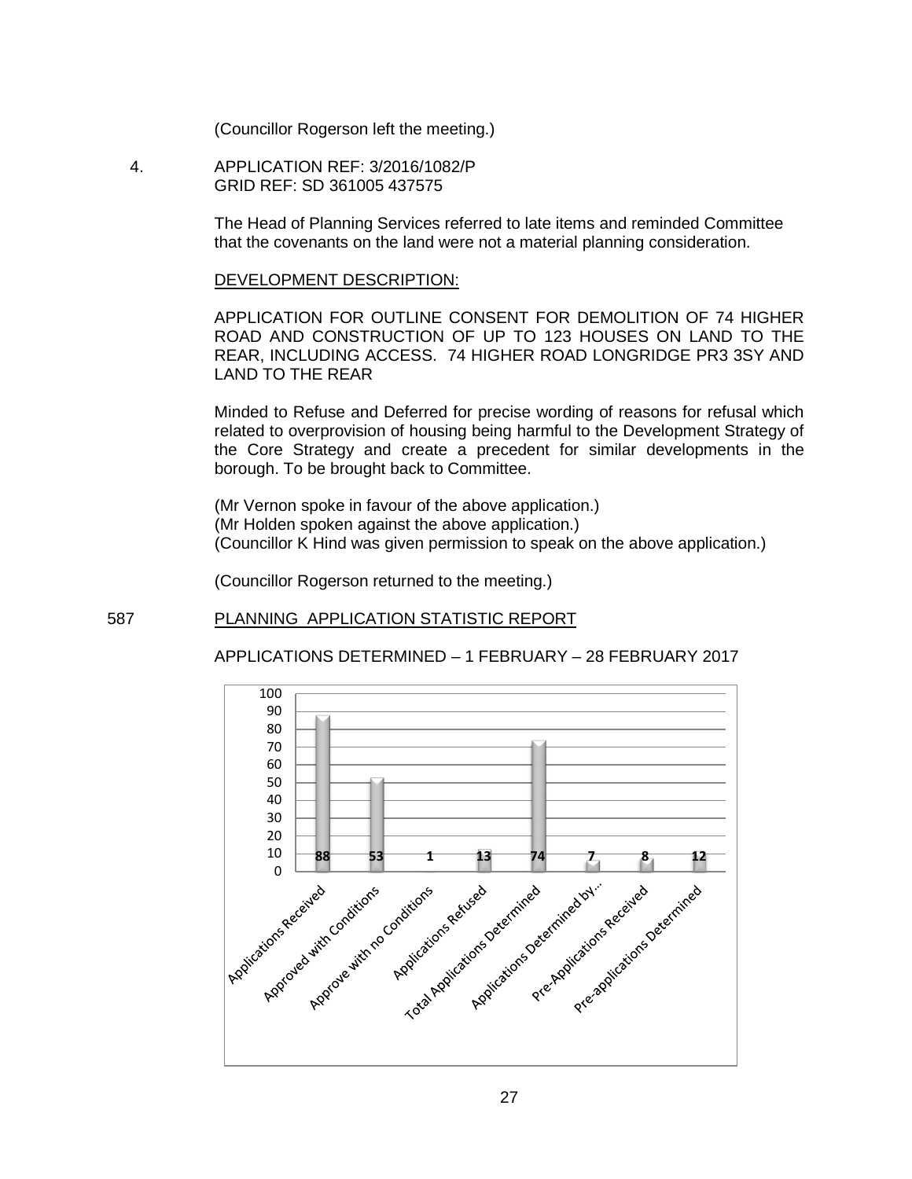(Councillor Rogerson left the meeting.)

4. APPLICATION REF: 3/2016/1082/P
GRID REF: SD 361005 437575

The Head of Planning Services referred to late items and reminded Committee that the covenants on the land were not a material planning consideration.

DEVELOPMENT DESCRIPTION:

APPLICATION FOR OUTLINE CONSENT FOR DEMOLITION OF 74 HIGHER ROAD AND CONSTRUCTION OF UP TO 123 HOUSES ON LAND TO THE REAR, INCLUDING ACCESS. 74 HIGHER ROAD LONGRIDGE PR3 3SY AND LAND TO THE REAR

Minded to Refuse and Deferred for precise wording of reasons for refusal which related to overprovision of housing being harmful to the Development Strategy of the Core Strategy and create a precedent for similar developments in the borough. To be brought back to Committee.

(Mr Vernon spoke in favour of the above application.)
(Mr Holden spoken against the above application.)
(Councillor K Hind was given permission to speak on the above application.)

(Councillor Rogerson returned to the meeting.)

## 587 PLANNING APPLICATION STATISTIC REPORT

APPLICATIONS DETERMINED – 1 FEBRUARY – 28 FEBRUARY 2017

| Category | Number |
| --- | --- |
| Applications Received | 88 |
| Approved with Conditions | 53 |
| Approve with no Conditions | 1 |
| Applications Refused | 13 |
| Total Applications Determined | 74 |
| Applications Determined by... | 7 |
| Pre-Applications Received | 8 |
| Pre-applications Determined | 12 |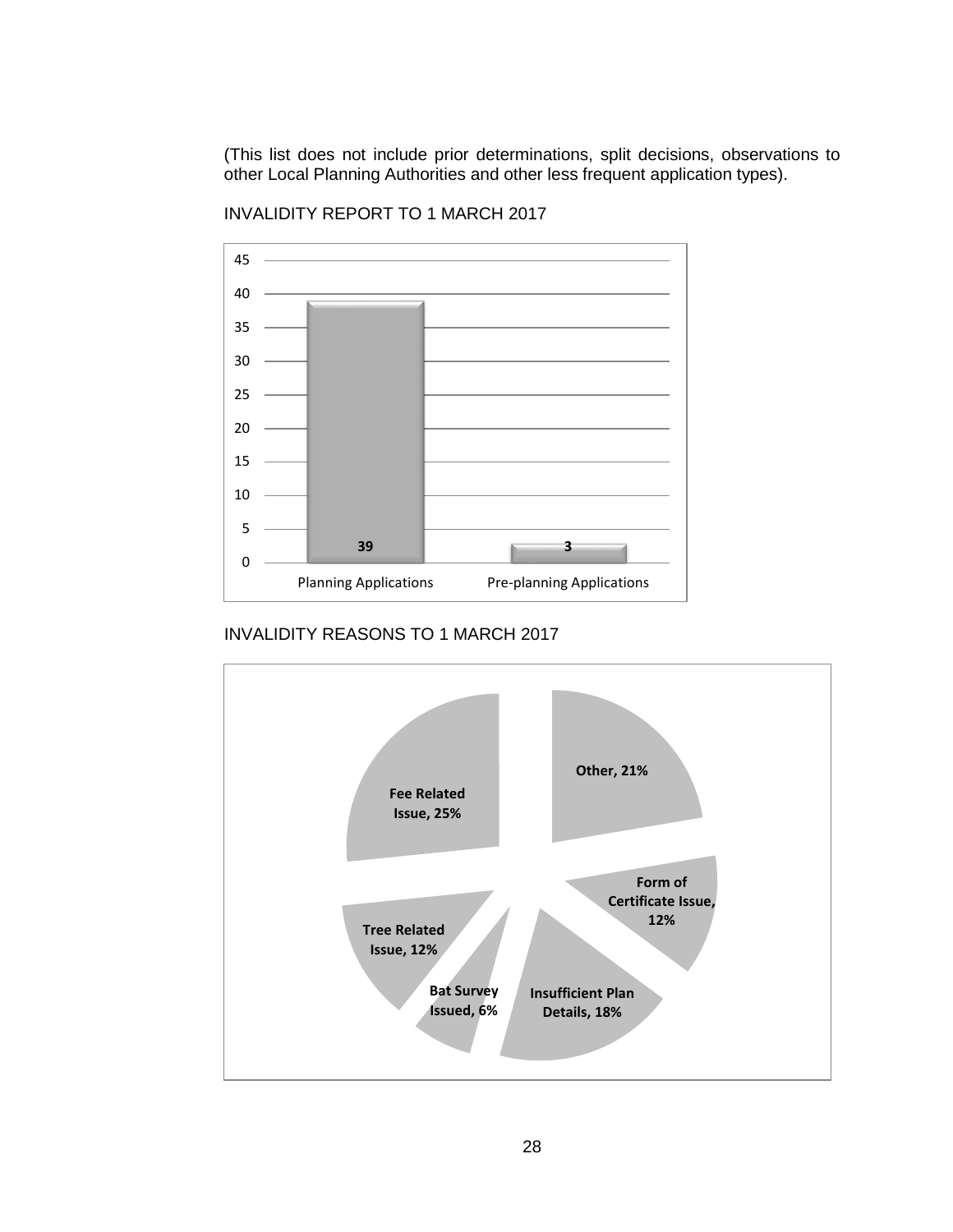(This list does not include prior determinations, split decisions, observations to other Local Planning Authorities and other less frequent application types).

INVALIDITY REPORT TO 1 MARCH 2017

| Application Type | Number |
| --- | --- |
| Planning Applications | 39 |
| Pre-planning Applications | 3 |

INVALIDITY REASONS TO 1 MARCH 2017

| Reason | Percentage |
| --- | --- |
| Other | 21% |
| Form of Certificate Issue | 12% |
| Insufficient Plan Details | 18% |
| Bat Survey Issued | 6% |
| Tree Related Issue | 12% |
| Fee Related Issue | 25% |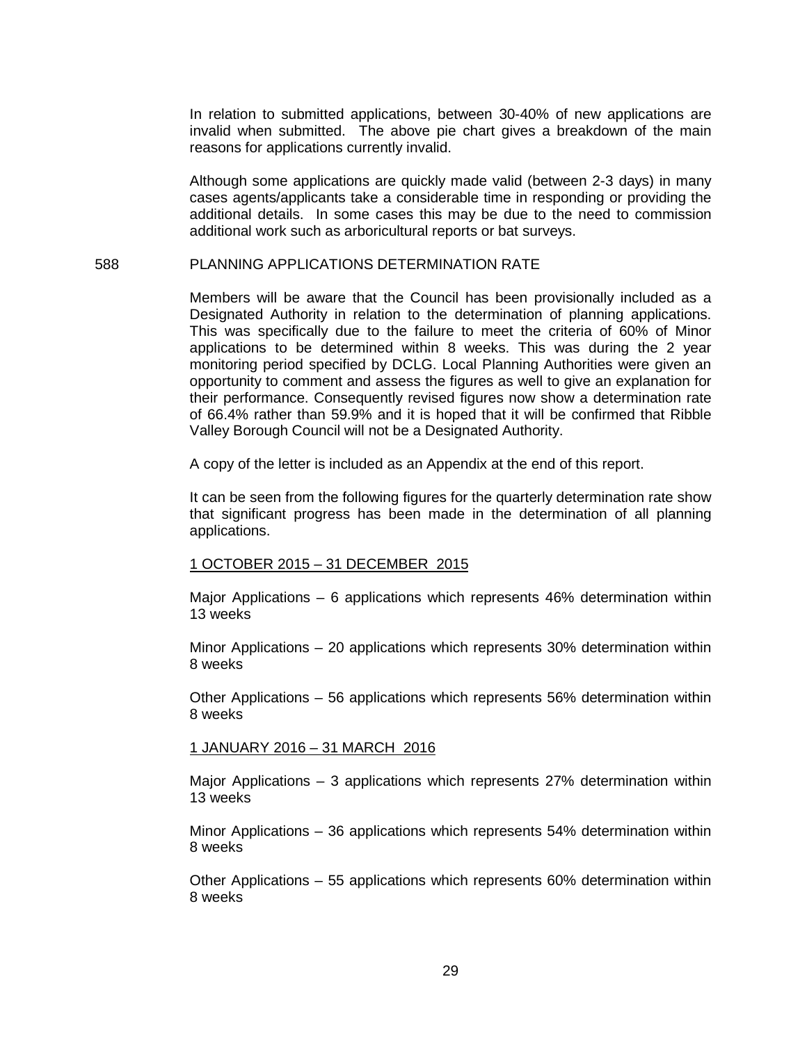In relation to submitted applications, between 30-40% of new applications are invalid when submitted. The above pie chart gives a breakdown of the main reasons for applications currently invalid.

Although some applications are quickly made valid (between 2-3 days) in many cases agents/applicants take a considerable time in responding or providing the additional details. In some cases this may be due to the need to commission additional work such as arboricultural reports or bat surveys.

588 PLANNING APPLICATIONS DETERMINATION RATE

Members will be aware that the Council has been provisionally included as a Designated Authority in relation to the determination of planning applications. This was specifically due to the failure to meet the criteria of 60% of Minor applications to be determined within 8 weeks. This was during the 2 year monitoring period specified by DCLG. Local Planning Authorities were given an opportunity to comment and assess the figures as well to give an explanation for their performance. Consequently revised figures now show a determination rate of 66.4% rather than 59.9% and it is hoped that it will be confirmed that Ribble Valley Borough Council will not be a Designated Authority.

A copy of the letter is included as an Appendix at the end of this report.

It can be seen from the following figures for the quarterly determination rate show that significant progress has been made in the determination of all planning applications.

1 OCTOBER 2015 – 31 DECEMBER 2015

Major Applications – 6 applications which represents 46% determination within 13 weeks

Minor Applications – 20 applications which represents 30% determination within 8 weeks

Other Applications – 56 applications which represents 56% determination within 8 weeks

1 JANUARY 2016 – 31 MARCH 2016

Major Applications – 3 applications which represents 27% determination within 13 weeks

Minor Applications – 36 applications which represents 54% determination within 8 weeks

Other Applications – 55 applications which represents 60% determination within 8 weeks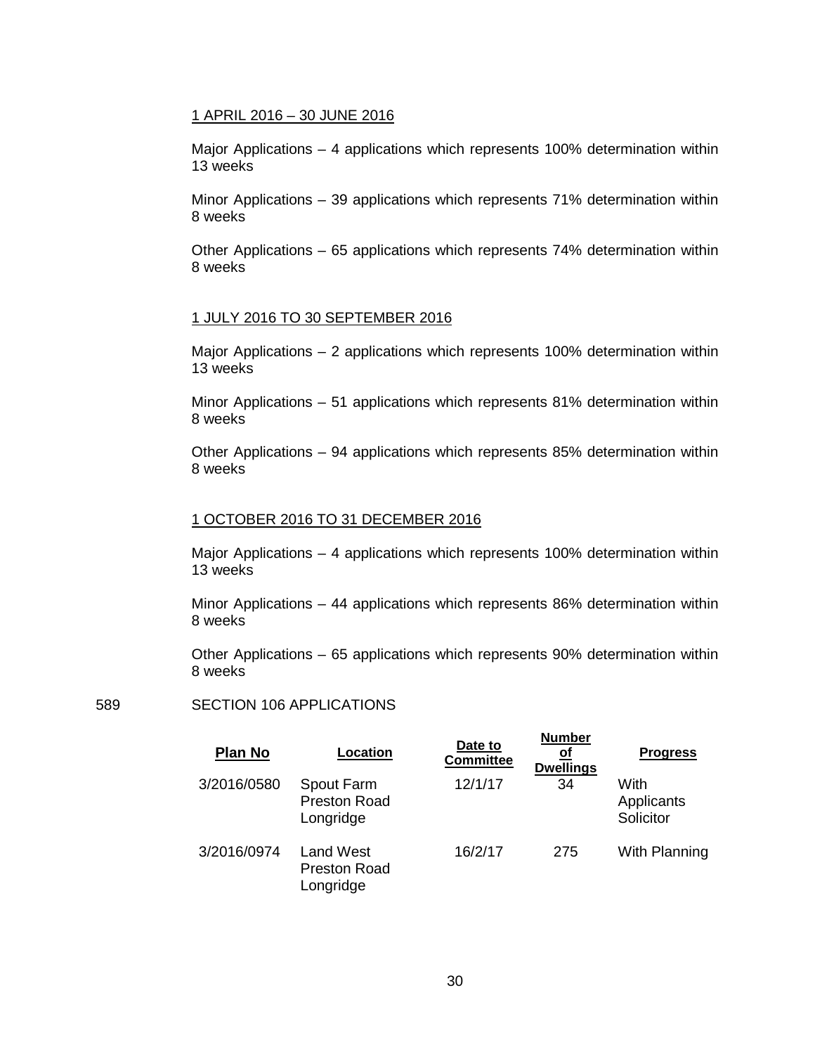<u>1 APRIL 2016 – 30 JUNE 2016</u>

Major Applications – 4 applications which represents 100% determination within 13 weeks

Minor Applications – 39 applications which represents 71% determination within 8 weeks

Other Applications – 65 applications which represents 74% determination within 8 weeks

<u>1 JULY 2016 TO 30 SEPTEMBER 2016</u>

Major Applications – 2 applications which represents 100% determination within 13 weeks

Minor Applications – 51 applications which represents 81% determination within 8 weeks

Other Applications – 94 applications which represents 85% determination within 8 weeks

<u>1 OCTOBER 2016 TO 31 DECEMBER 2016</u>

Major Applications – 4 applications which represents 100% determination within 13 weeks

Minor Applications – 44 applications which represents 86% determination within 8 weeks

Other Applications – 65 applications which represents 90% determination within 8 weeks

589 SECTION 106 APPLICATIONS

| Plan No | Location | Date to Committee | Number of Dwellings | Progress |
|---|---|---|---|---|
| 3/2016/0580 | Spout Farm Preston Road Longridge | 12/1/17 | 34 | With Applicants Solicitor |
| 3/2016/0974 | Land West Preston Road Longridge | 16/2/17 | 275 | With Planning |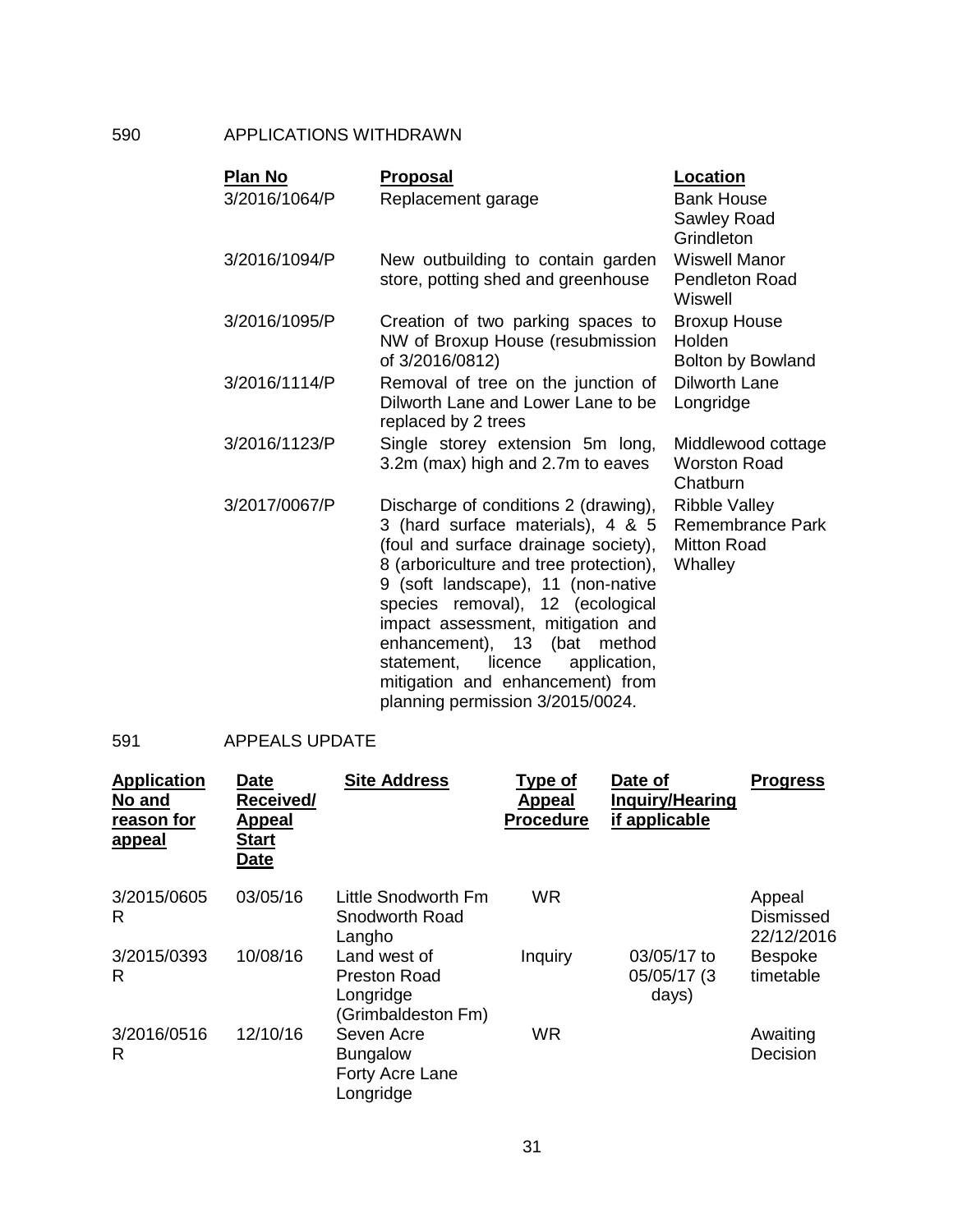590 APPLICATIONS WITHDRAWN

| Plan No | Proposal | Location |
|---|---|---|
| 3/2016/1064/P | Replacement garage | Bank House Sawley Road Grindleton |
| 3/2016/1094/P | New outbuilding to contain garden store, potting shed and greenhouse | Wiswell Manor Pendleton Road Wiswell |
| 3/2016/1095/P | Creation of two parking spaces to NW of Broxup House (resubmission of 3/2016/0812) | Broxup House Holden Bolton by Bowland |
| 3/2016/1114/P | Removal of tree on the junction of Dilworth Lane and Lower Lane to be replaced by 2 trees | Dilworth Lane Longridge |
| 3/2016/1123/P | Single storey extension 5m long, 3.2m (max) high and 2.7m to eaves | Middlewood cottage Worston Road Chatburn |
| 3/2017/0067/P | Discharge of conditions 2 (drawing), 3 (hard surface materials), 4 & 5 (foul and surface drainage society), 8 (arboriculture and tree protection), 9 (soft landscape), 11 (non-native species removal), 12 (ecological impact assessment, mitigation and enhancement), 13 (bat method statement, licence application, mitigation and enhancement) from planning permission 3/2015/0024. | Ribble Valley Remembrance Park Mitton Road Whalley |

591 APPEALS UPDATE

| Application No and reason for appeal | Date Received/ Appeal Start Date | Site Address | Type of Appeal Procedure | Date of Inquiry/Hearing if applicable | Progress |
|---|---|---|---|---|---|
| 3/2015/0605 R | 03/05/16 | Little Snodworth Fm Snodworth Road Langho | WR | | Appeal Dismissed 22/12/2016 |
| 3/2015/0393 R | 10/08/16 | Land west of Preston Road Longridge (Grimbaldeston Fm) | Inquiry | 03/05/17 to 05/05/17 (3 days) | Bespoke timetable |
| 3/2016/0516 R | 12/10/16 | Seven Acre Bungalow Forty Acre Lane Longridge | WR | | Awaiting Decision |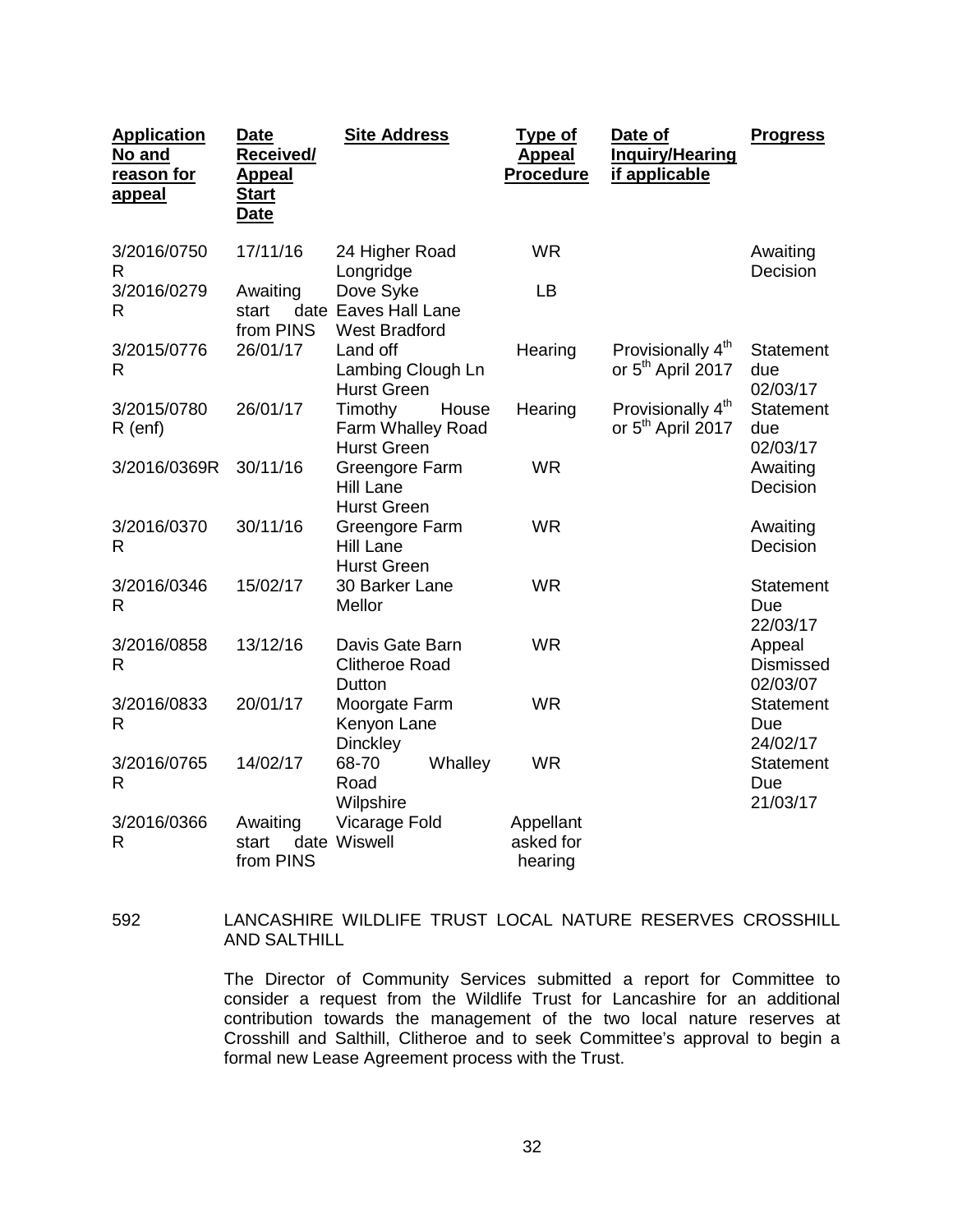| Application No and reason for appeal | Date Received/ Appeal Start Date | Site Address | Type of Appeal Procedure | Date of Inquiry/Hearing if applicable | Progress |
|---|---|---|---|---|---|
| 3/2016/0750 R | 17/11/16 | 24 Higher Road Longridge | WR | | Awaiting Decision |
| 3/2016/0279 R | Awaiting start date from PINS | Dove Syke Eaves Hall Lane West Bradford | LB | | |
| 3/2015/0776 R | 26/01/17 | Land off Lambing Clough Ln Hurst Green | Hearing | Provisionally 4th or 5th April 2017 | Statement due 02/03/17 |
| 3/2015/0780 R (enf) | 26/01/17 | Timothy House Farm Whalley Road Hurst Green | Hearing | Provisionally 4th or 5th April 2017 | Statement due 02/03/17 |
| 3/2016/0369R | 30/11/16 | Greengore Farm Hill Lane Hurst Green | WR | | Awaiting Decision |
| 3/2016/0370 R | 30/11/16 | Greengore Farm Hill Lane Hurst Green | WR | | Awaiting Decision |
| 3/2016/0346 R | 15/02/17 | 30 Barker Lane Mellor | WR | | Statement Due 22/03/17 |
| 3/2016/0858 R | 13/12/16 | Davis Gate Barn Clitheroe Road Dutton | WR | | Appeal Dismissed 02/03/07 |
| 3/2016/0833 R | 20/01/17 | Moorgate Farm Kenyon Lane Dinckley | WR | | Statement Due 24/02/17 |
| 3/2016/0765 R | 14/02/17 | 68-70 Whalley Road Wilpshire | WR | | Statement Due 21/03/17 |
| 3/2016/0366 R | Awaiting start date from PINS | Vicarage Fold Wiswell | Appellant asked for hearing | | |

592 LANCASHIRE WILDLIFE TRUST LOCAL NATURE RESERVES CROSSHILL AND SALTHILL

The Director of Community Services submitted a report for Committee to consider a request from the Wildlife Trust for Lancashire for an additional contribution towards the management of the two local nature reserves at Crosshill and Salthill, Clitheroe and to seek Committee's approval to begin a formal new Lease Agreement process with the Trust.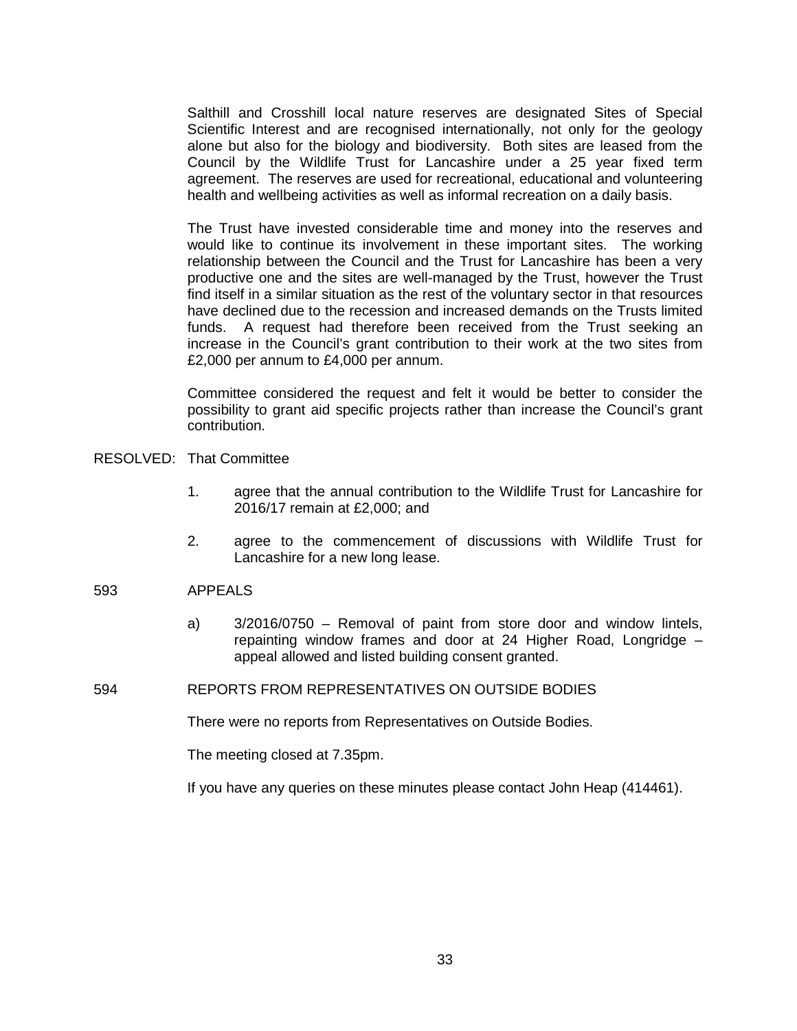Salthill and Crosshill local nature reserves are designated Sites of Special Scientific Interest and are recognised internationally, not only for the geology alone but also for the biology and biodiversity. Both sites are leased from the Council by the Wildlife Trust for Lancashire under a 25 year fixed term agreement. The reserves are used for recreational, educational and volunteering health and wellbeing activities as well as informal recreation on a daily basis.

The Trust have invested considerable time and money into the reserves and would like to continue its involvement in these important sites. The working relationship between the Council and the Trust for Lancashire has been a very productive one and the sites are well-managed by the Trust, however the Trust find itself in a similar situation as the rest of the voluntary sector in that resources have declined due to the recession and increased demands on the Trusts limited funds. A request had therefore been received from the Trust seeking an increase in the Council's grant contribution to their work at the two sites from £2,000 per annum to £4,000 per annum.

Committee considered the request and felt it would be better to consider the possibility to grant aid specific projects rather than increase the Council's grant contribution.

RESOLVED: That Committee

1. agree that the annual contribution to the Wildlife Trust for Lancashire for 2016/17 remain at £2,000; and
2. agree to the commencement of discussions with Wildlife Trust for Lancashire for a new long lease.

593 APPEALS

a) 3/2016/0750 – Removal of paint from store door and window lintels, repainting window frames and door at 24 Higher Road, Longridge – appeal allowed and listed building consent granted.

594 REPORTS FROM REPRESENTATIVES ON OUTSIDE BODIES

There were no reports from Representatives on Outside Bodies.

The meeting closed at 7.35pm.

If you have any queries on these minutes please contact John Heap (414461).